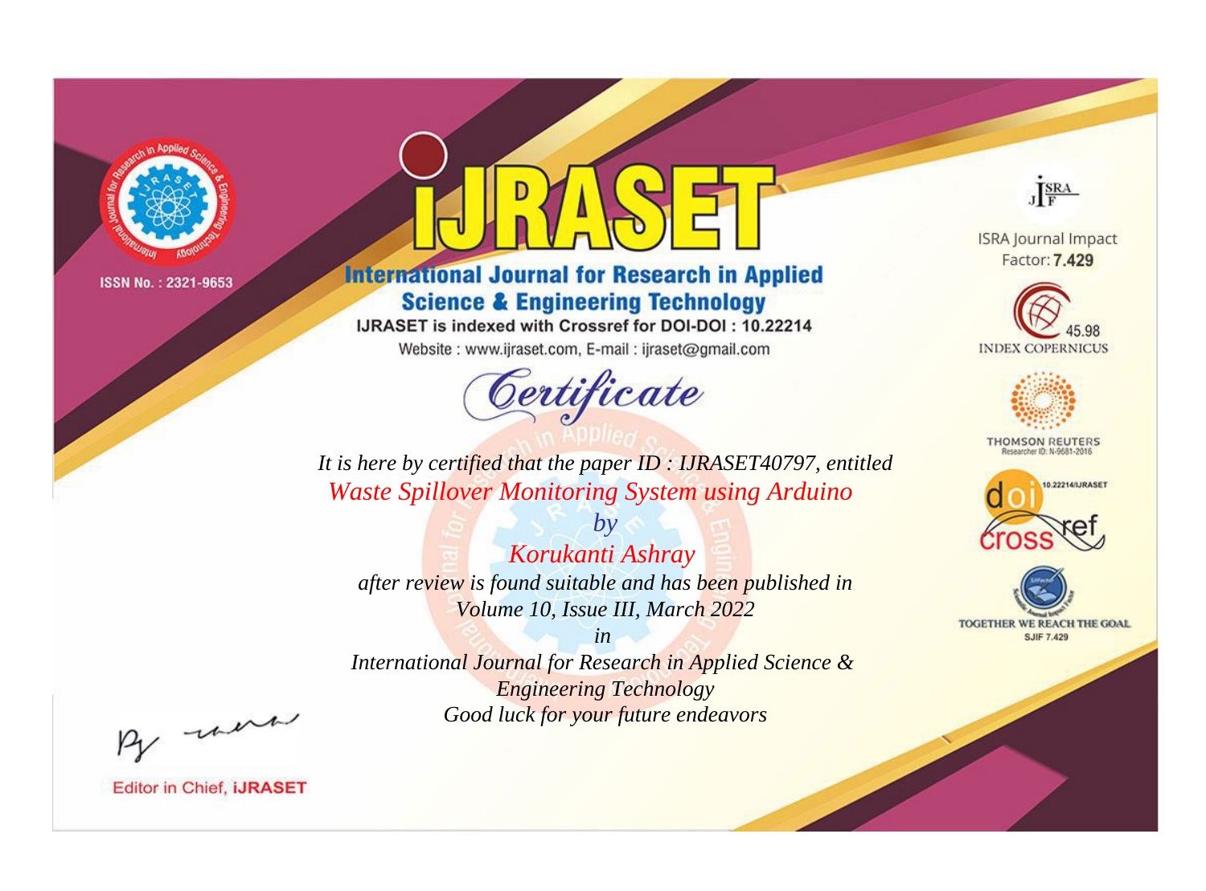ISSN No. : 2321-9653

# iJRASET

## International Journal for Research in Applied Science & Engineering Technology

IJRASET is indexed with Crossref for DOI-DOI : 10.22214

Website : www.ijraset.com, E-mail : ijraset@gmail.com

ISRA Journal Impact Factor: **7.429**

45.98 INDEX COPERNICUS

THOMSON REUTERS Researcher ID: N-9681-2016

10.22214/IJRASET

TOGETHER WE REACH THE GOAL SJIF 7.429

# *Certificate*

*It is here by certified that the paper ID : IJRASET40797, entitled*

*Waste Spillover Monitoring System using Arduino*

*by*

*Korukanti Ashray*

*after review is found suitable and has been published in*

*Volume 10, Issue III, March 2022*

*in*

*International Journal for Research in Applied Science & Engineering Technology*

*Good luck for your future endeavors*

Editor in Chief, **iJRASET**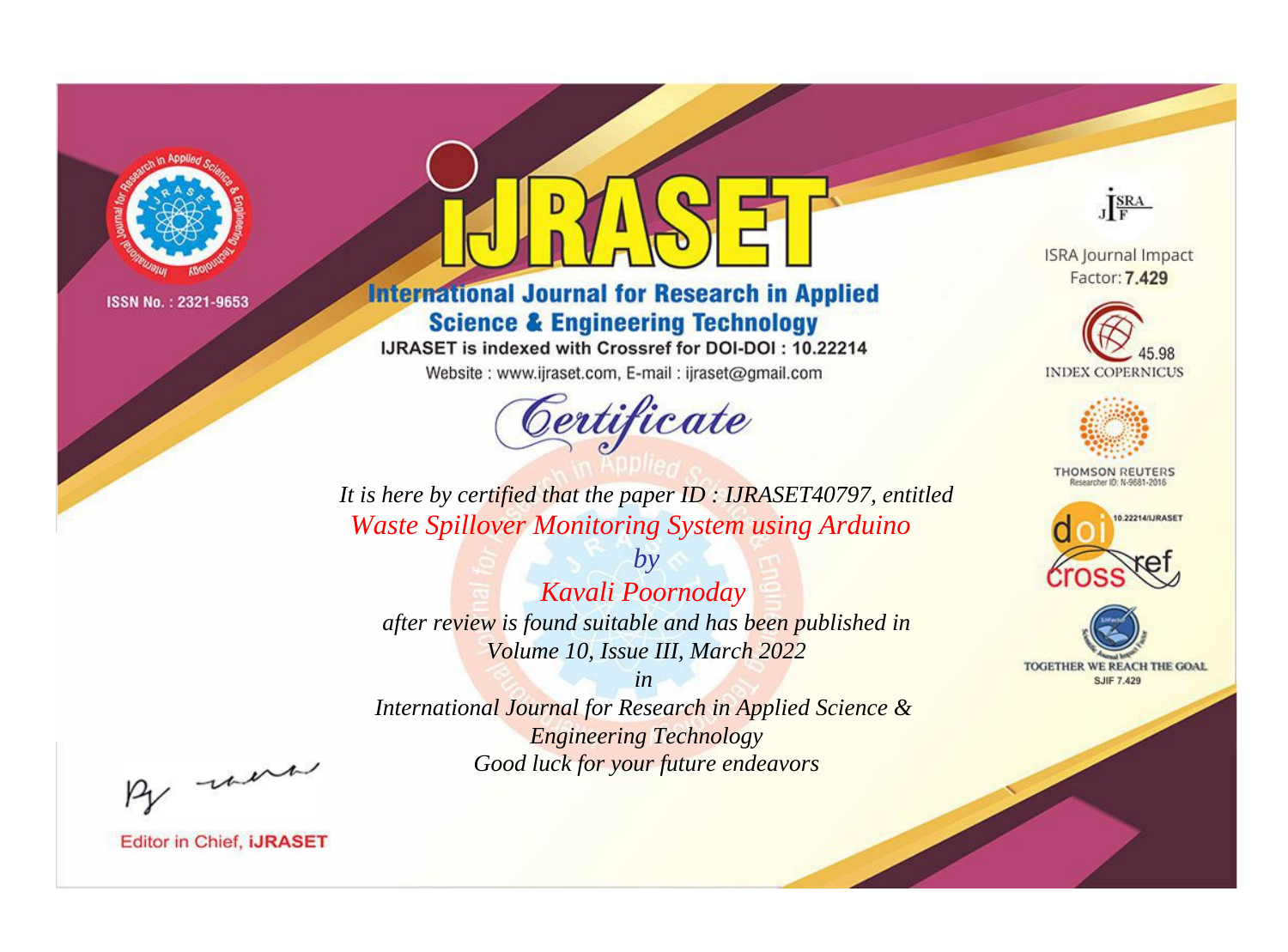ISSN No. : 2321-9653

# IJRASET

## International Journal for Research in Applied Science & Engineering Technology

IJRASET is indexed with Crossref for DOI-DOI : 10.22214

Website : www.ijraset.com, E-mail : ijraset@gmail.com

ISRA Journal Impact Factor: **7.429**

45.98 INDEX COPERNICUS

THOMSON REUTERS Researcher ID: N-9681-2016

10.22214/IJRASET

TOGETHER WE REACH THE GOAL SJIF 7.429

# Certificate

*It is here by certified that the paper ID : IJRASET40797, entitled*

*Waste Spillover Monitoring System using Arduino*

*by*

*Kavali Poornoday*

*after review is found suitable and has been published in*

*Volume 10, Issue III, March 2022*

*in*

*International Journal for Research in Applied Science & Engineering Technology*

*Good luck for your future endeavors*

Editor in Chief, **iJRASET**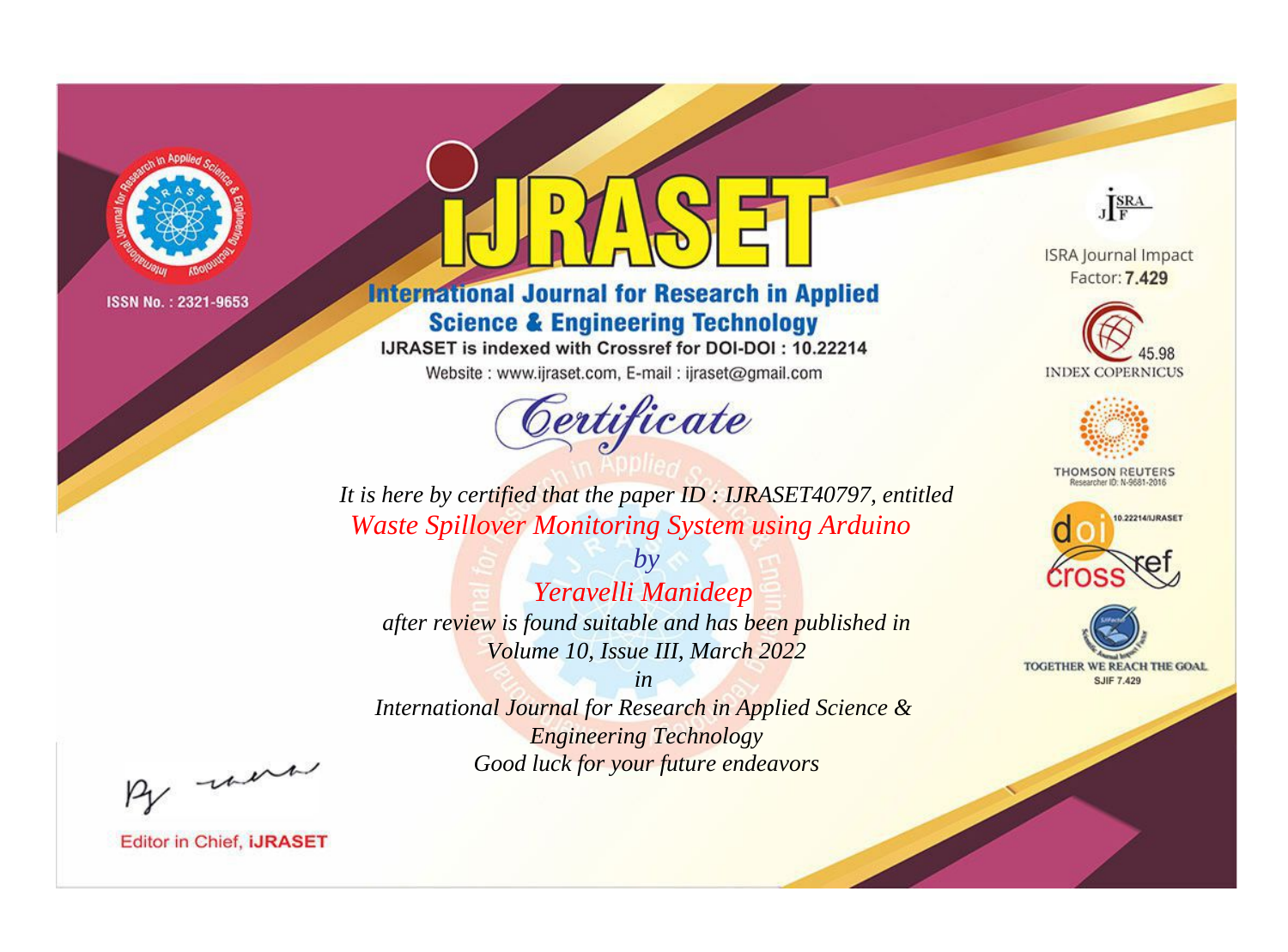ISSN No. : 2321-9653

# iJRASET

## International Journal for Research in Applied Science & Engineering Technology

IJRASET is indexed with Crossref for DOI-DOI : 10.22214

Website : www.ijraset.com, E-mail : ijraset@gmail.com

ISRA Journal Impact Factor: **7.429**

45.98 INDEX COPERNICUS

THOMSON REUTERS Researcher ID: N-9681-2016

10.22214/IJRASET

TOGETHER WE REACH THE GOAL SJIF 7.429

## *Certificate*

*It is here by certified that the paper ID : IJRASET40797, entitled*

*Waste Spillover Monitoring System using Arduino*

*by*

*Yeravelli Manideep*

*after review is found suitable and has been published in*

*Volume 10, Issue III, March 2022*

*in*

*International Journal for Research in Applied Science & Engineering Technology*

*Good luck for your future endeavors*

Editor in Chief, **iJRASET**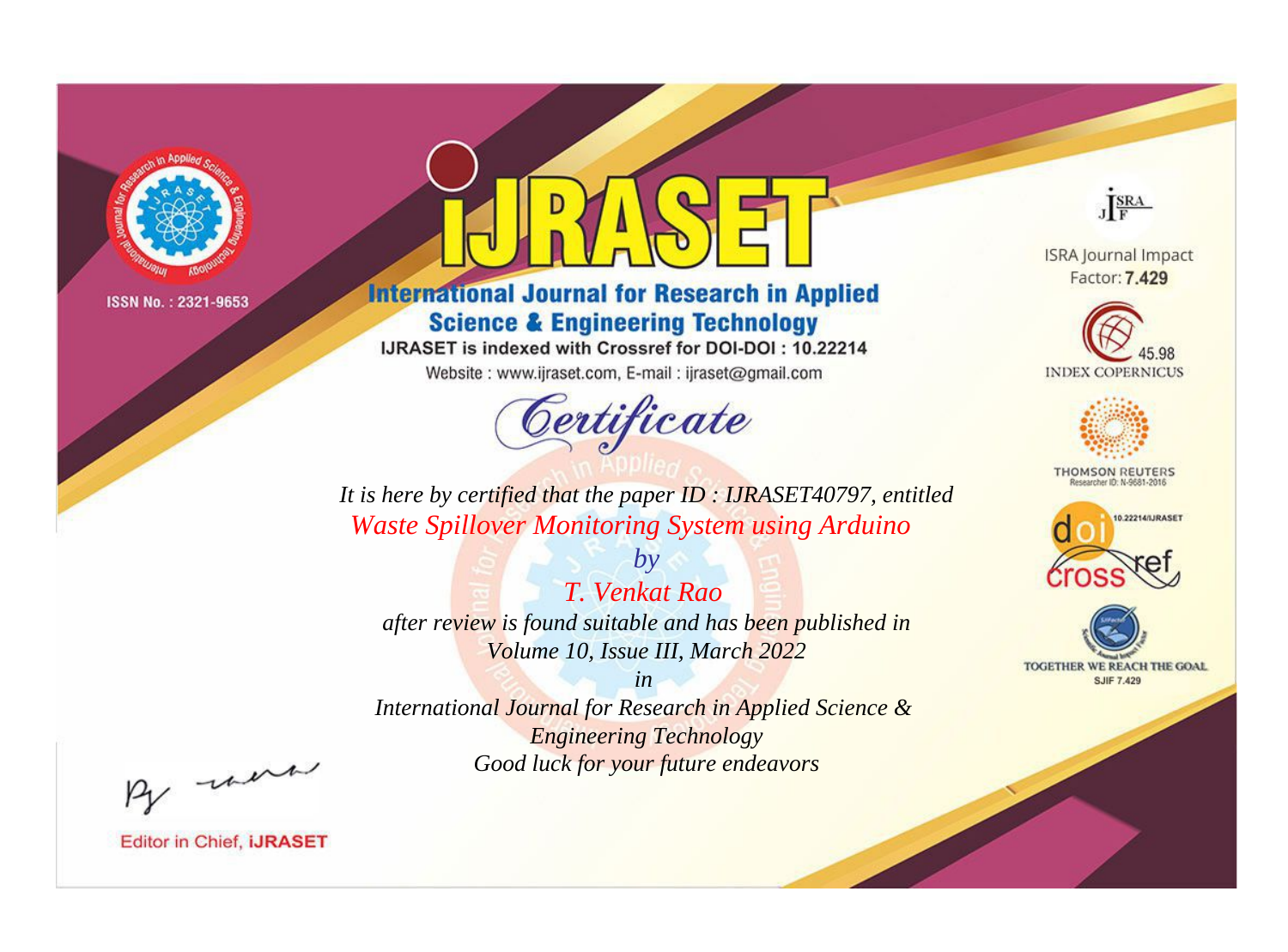ISSN No. : 2321-9653

# IJRASET

## International Journal for Research in Applied Science & Engineering Technology

IJRASET is indexed with Crossref for DOI-DOI : 10.22214

Website : www.ijraset.com, E-mail : ijraset@gmail.com

ISRA Journal Impact Factor: **7.429**

45.98 INDEX COPERNICUS

THOMSON REUTERS Researcher ID: N-9681-2016

10.22214/IJRASET

TOGETHER WE REACH THE GOAL SJIF 7.429

# Certificate

*It is here by certified that the paper ID : IJRASET40797, entitled*

*Waste Spillover Monitoring System using Arduino*

*by*

*T. Venkat Rao*

*after review is found suitable and has been published in*

*Volume 10, Issue III, March 2022*

*in*

*International Journal for Research in Applied Science & Engineering Technology*

*Good luck for your future endeavors*

Editor in Chief, **iJRASET**